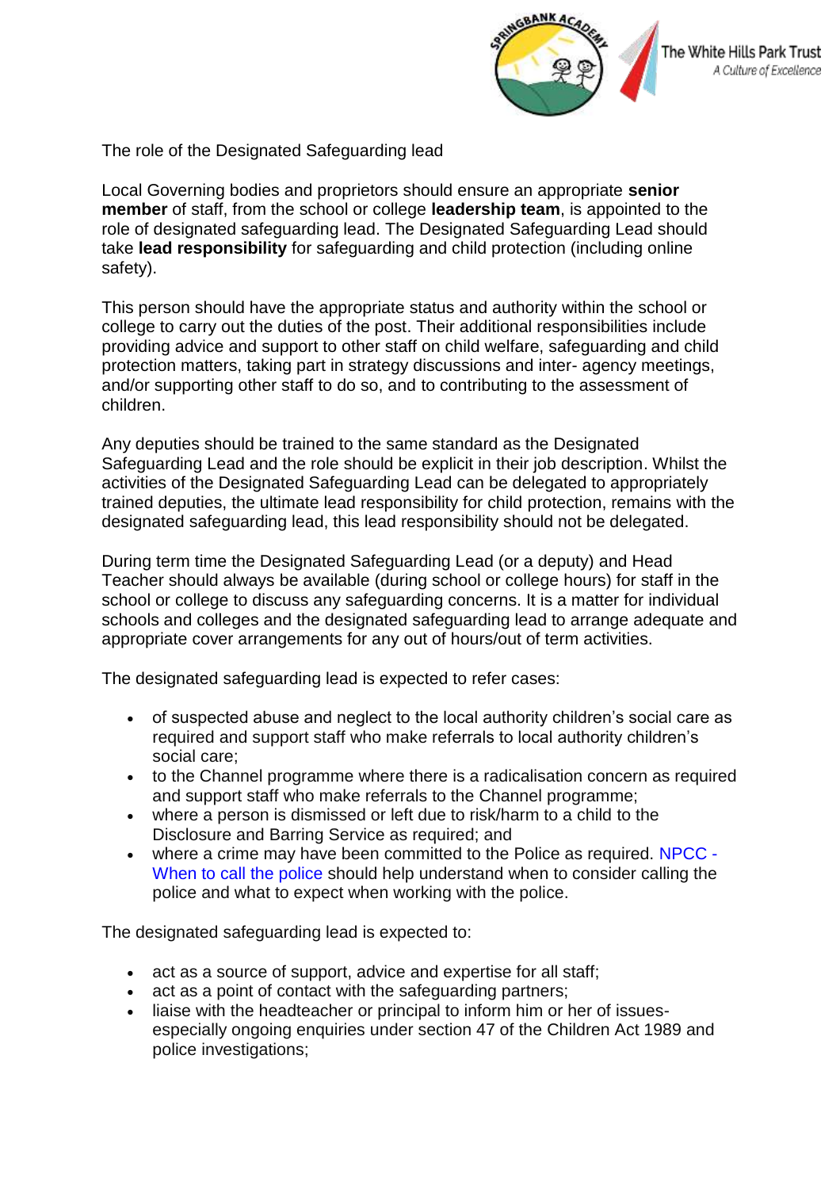The role of the Designated Safeguarding lead

Local Governing bodies and proprietors should ensure an appropriate **senior member** of staff, from the school or college **leadership team**, is appointed to the role of designated safeguarding lead. The Designated Safeguarding Lead should take **lead responsibility** for safeguarding and child protection (including online safety).

This person should have the appropriate status and authority within the school or college to carry out the duties of the post. Their additional responsibilities include providing advice and support to other staff on child welfare, safeguarding and child protection matters, taking part in strategy discussions and inter- agency meetings, and/or supporting other staff to do so, and to contributing to the assessment of children.

Any deputies should be trained to the same standard as the Designated Safeguarding Lead and the role should be explicit in their job description. Whilst the activities of the Designated Safeguarding Lead can be delegated to appropriately trained deputies, the ultimate lead responsibility for child protection, remains with the designated safeguarding lead, this lead responsibility should not be delegated.

During term time the Designated Safeguarding Lead (or a deputy) and Head Teacher should always be available (during school or college hours) for staff in the school or college to discuss any safeguarding concerns. It is a matter for individual schools and colleges and the designated safeguarding lead to arrange adequate and appropriate cover arrangements for any out of hours/out of term activities.

The designated safeguarding lead is expected to refer cases:

- of suspected abuse and neglect to the local authority children's social care as required and support staff who make referrals to local authority children's social care;
- to the Channel programme where there is a radicalisation concern as required and support staff who make referrals to the Channel programme;
- where a person is dismissed or left due to risk/harm to a child to the Disclosure and Barring Service as required; and
- where a crime may have been committed to the Police as required. NPCC - When to call the police should help understand when to consider calling the police and what to expect when working with the police.

The designated safeguarding lead is expected to:

- act as a source of support, advice and expertise for all staff;
- act as a point of contact with the safeguarding partners;
- liaise with the headteacher or principal to inform him or her of issues- especially ongoing enquiries under section 47 of the Children Act 1989 and police investigations;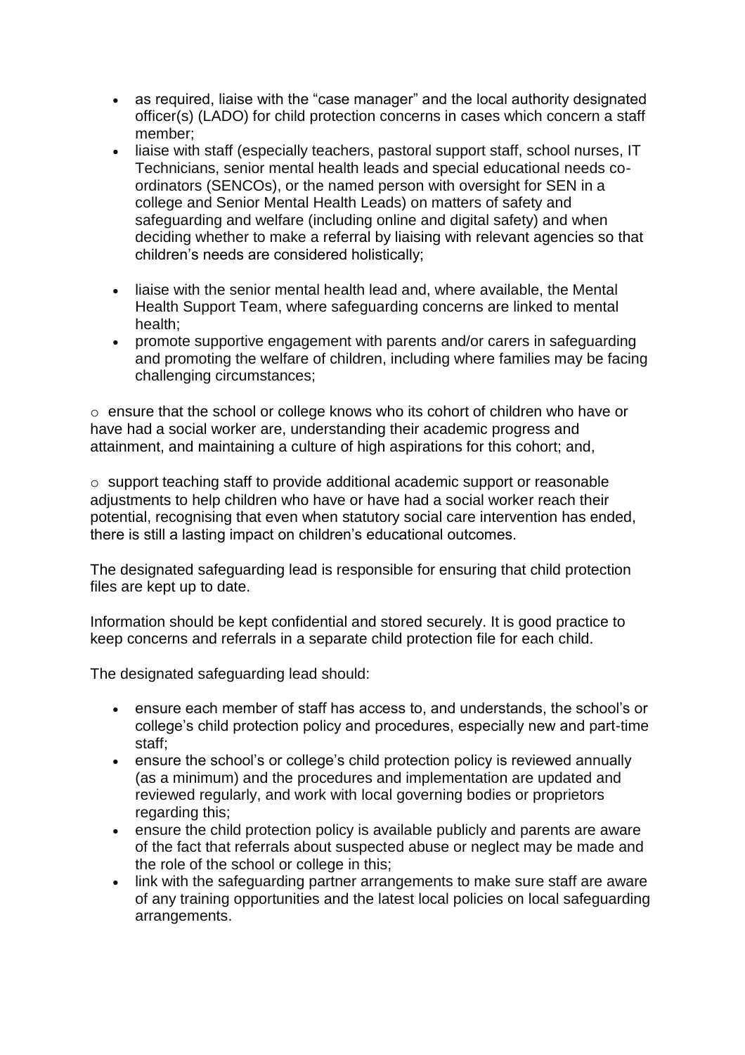- as required, liaise with the "case manager" and the local authority designated officer(s) (LADO) for child protection concerns in cases which concern a staff member;
- liaise with staff (especially teachers, pastoral support staff, school nurses, IT Technicians, senior mental health leads and special educational needs co-ordinators (SENCOs), or the named person with oversight for SEN in a college and Senior Mental Health Leads) on matters of safety and safeguarding and welfare (including online and digital safety) and when deciding whether to make a referral by liaising with relevant agencies so that children's needs are considered holistically;
- liaise with the senior mental health lead and, where available, the Mental Health Support Team, where safeguarding concerns are linked to mental health;
- promote supportive engagement with parents and/or carers in safeguarding and promoting the welfare of children, including where families may be facing challenging circumstances;

o ensure that the school or college knows who its cohort of children who have or have had a social worker are, understanding their academic progress and attainment, and maintaining a culture of high aspirations for this cohort; and,

o support teaching staff to provide additional academic support or reasonable adjustments to help children who have or have had a social worker reach their potential, recognising that even when statutory social care intervention has ended, there is still a lasting impact on children's educational outcomes.

The designated safeguarding lead is responsible for ensuring that child protection files are kept up to date.

Information should be kept confidential and stored securely. It is good practice to keep concerns and referrals in a separate child protection file for each child.

The designated safeguarding lead should:

- ensure each member of staff has access to, and understands, the school's or college's child protection policy and procedures, especially new and part-time staff;
- ensure the school's or college's child protection policy is reviewed annually (as a minimum) and the procedures and implementation are updated and reviewed regularly, and work with local governing bodies or proprietors regarding this;
- ensure the child protection policy is available publicly and parents are aware of the fact that referrals about suspected abuse or neglect may be made and the role of the school or college in this;
- link with the safeguarding partner arrangements to make sure staff are aware of any training opportunities and the latest local policies on local safeguarding arrangements.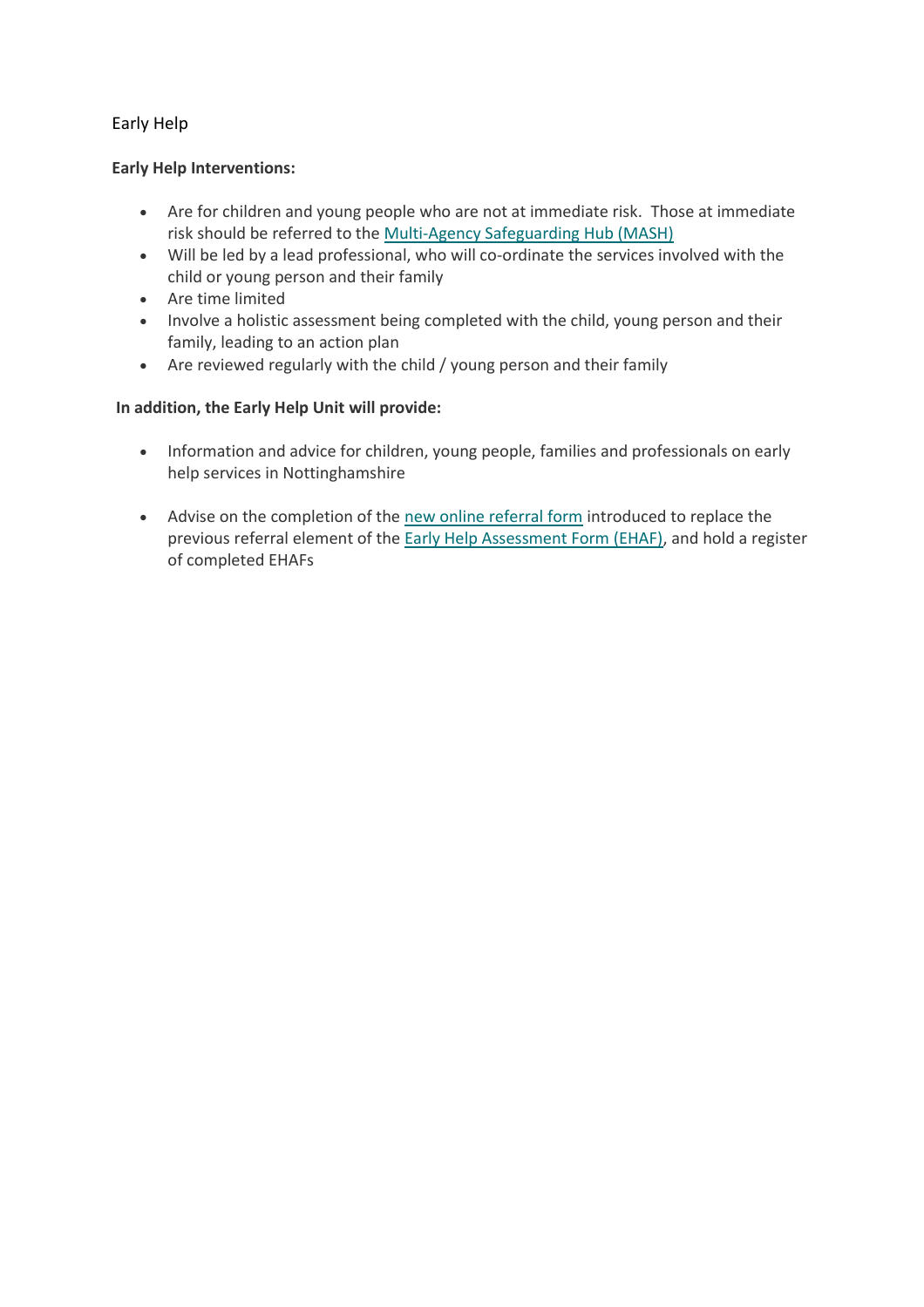Early Help

**Early Help Interventions:**

- Are for children and young people who are not at immediate risk. Those at immediate risk should be referred to the Multi-Agency Safeguarding Hub (MASH)
- Will be led by a lead professional, who will co-ordinate the services involved with the child or young person and their family
- Are time limited
- Involve a holistic assessment being completed with the child, young person and their family, leading to an action plan
- Are reviewed regularly with the child / young person and their family

**In addition, the Early Help Unit will provide:**

- Information and advice for children, young people, families and professionals on early help services in Nottinghamshire
- Advise on the completion of the new online referral form introduced to replace the previous referral element of the Early Help Assessment Form (EHAF), and hold a register of completed EHAFs